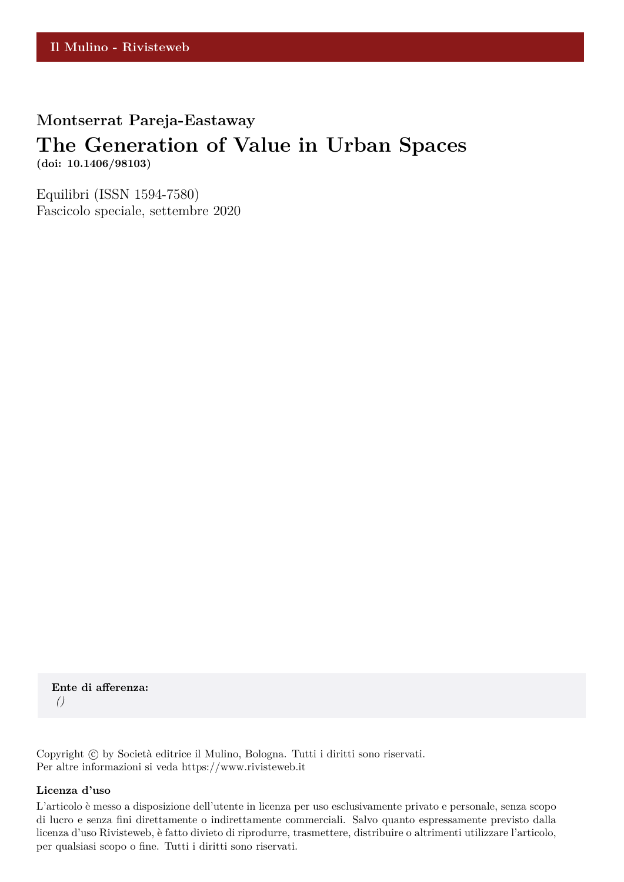Il Mulino - Rivisteweb

**Montserrat Pareja-Eastaway**

# The Generation of Value in Urban Spaces

**(doi: 10.1406/98103)**

Equilibri (ISSN 1594-7580)
Fascicolo speciale, settembre 2020

**Ente di afferenza:**
*()*

Copyright © by Società editrice il Mulino, Bologna. Tutti i diritti sono riservati.
Per altre informazioni si veda https://www.rivisteweb.it

**Licenza d'uso**

L'articolo è messo a disposizione dell'utente in licenza per uso esclusivamente privato e personale, senza scopo di lucro e senza fini direttamente o indirettamente commerciali. Salvo quanto espressamente previsto dalla licenza d'uso Rivisteweb, è fatto divieto di riprodurre, trasmettere, distribuire o altrimenti utilizzare l'articolo, per qualsiasi scopo o fine. Tutti i diritti sono riservati.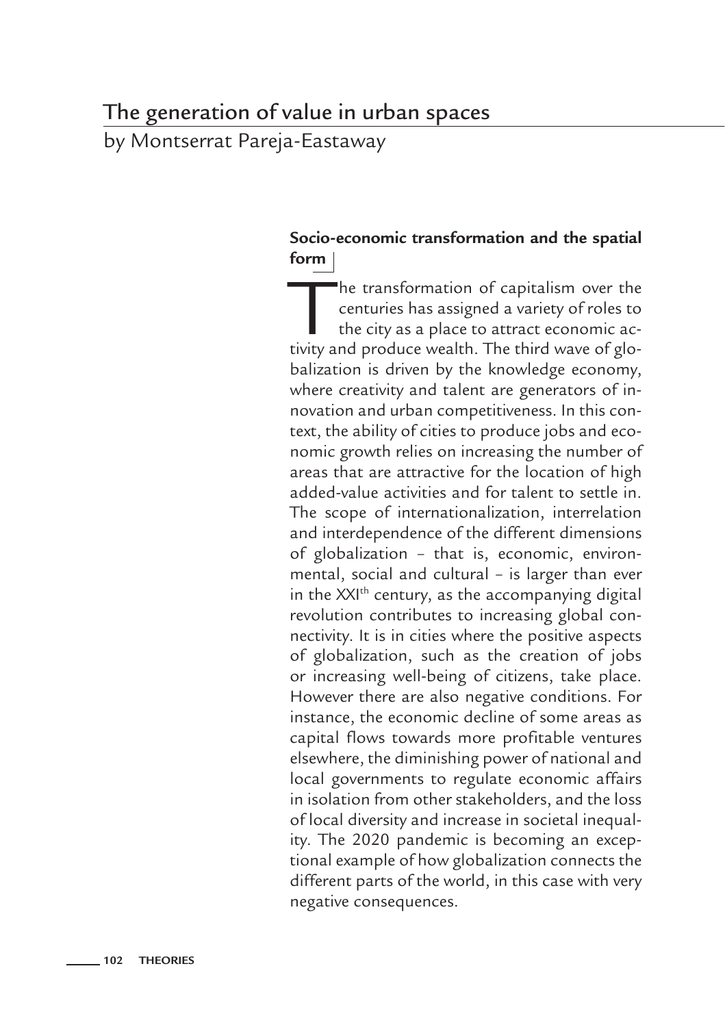# The generation of value in urban spaces

by Montserrat Pareja-Eastaway

## Socio-economic transformation and the spatial form

The transformation of capitalism over the centuries has assigned a variety of roles to the city as a place to attract economic activity and produce wealth. The third wave of globalization is driven by the knowledge economy, where creativity and talent are generators of innovation and urban competitiveness. In this context, the ability of cities to produce jobs and economic growth relies on increasing the number of areas that are attractive for the location of high added-value activities and for talent to settle in. The scope of internationalization, interrelation and interdependence of the different dimensions of globalization – that is, economic, environmental, social and cultural – is larger than ever in the XXI$^{th}$ century, as the accompanying digital revolution contributes to increasing global connectivity. It is in cities where the positive aspects of globalization, such as the creation of jobs or increasing well-being of citizens, take place. However there are also negative conditions. For instance, the economic decline of some areas as capital flows towards more profitable ventures elsewhere, the diminishing power of national and local governments to regulate economic affairs in isolation from other stakeholders, and the loss of local diversity and increase in societal inequality. The 2020 pandemic is becoming an exceptional example of how globalization connects the different parts of the world, in this case with very negative consequences.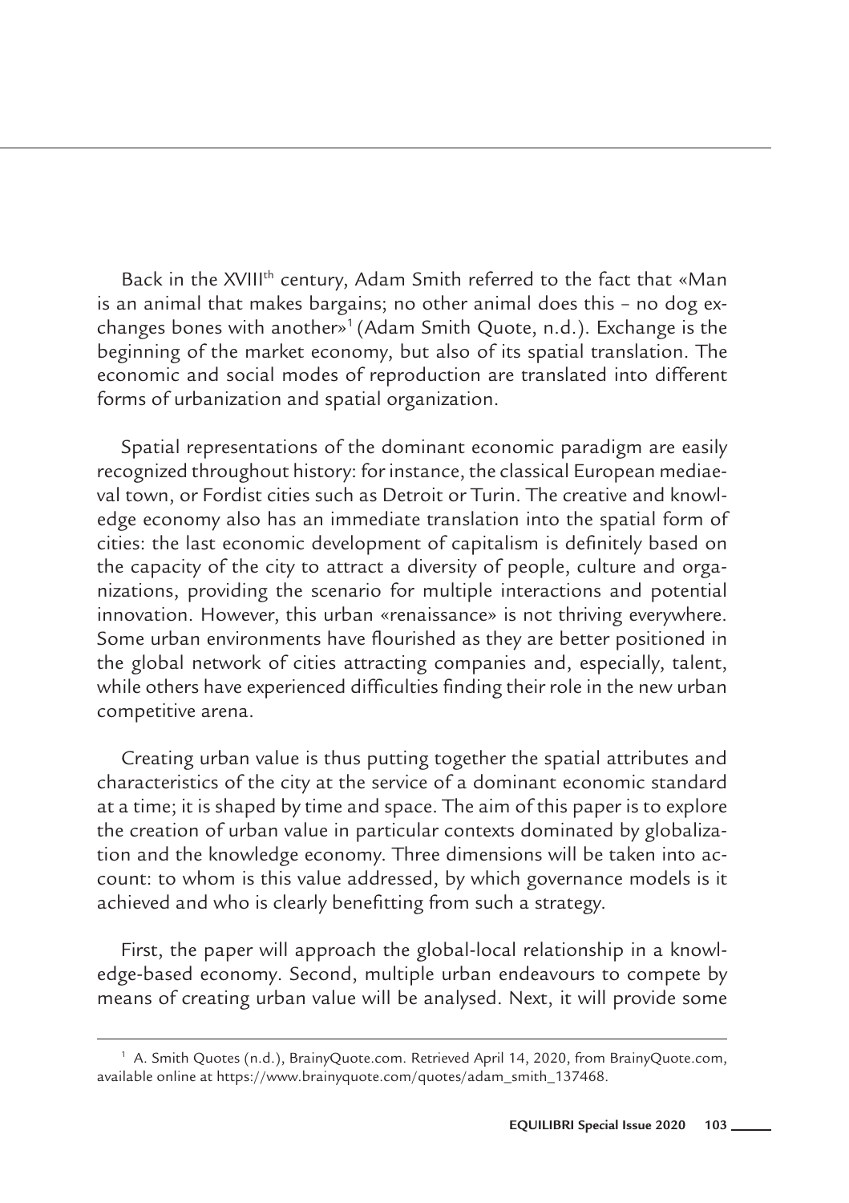Back in the XVIII$^{th}$ century, Adam Smith referred to the fact that «Man is an animal that makes bargains; no other animal does this – no dog exchanges bones with another»[1] (Adam Smith Quote, n.d.). Exchange is the beginning of the market economy, but also of its spatial translation. The economic and social modes of reproduction are translated into different forms of urbanization and spatial organization.

Spatial representations of the dominant economic paradigm are easily recognized throughout history: for instance, the classical European mediaeval town, or Fordist cities such as Detroit or Turin. The creative and knowledge economy also has an immediate translation into the spatial form of cities: the last economic development of capitalism is definitely based on the capacity of the city to attract a diversity of people, culture and organizations, providing the scenario for multiple interactions and potential innovation. However, this urban «renaissance» is not thriving everywhere. Some urban environments have flourished as they are better positioned in the global network of cities attracting companies and, especially, talent, while others have experienced difficulties finding their role in the new urban competitive arena.

Creating urban value is thus putting together the spatial attributes and characteristics of the city at the service of a dominant economic standard at a time; it is shaped by time and space. The aim of this paper is to explore the creation of urban value in particular contexts dominated by globalization and the knowledge economy. Three dimensions will be taken into account: to whom is this value addressed, by which governance models is it achieved and who is clearly benefitting from such a strategy.

First, the paper will approach the global-local relationship in a knowledge-based economy. Second, multiple urban endeavours to compete by means of creating urban value will be analysed. Next, it will provide some

---

[1] A. Smith Quotes (n.d.), BrainyQuote.com. Retrieved April 14, 2020, from BrainyQuote.com, available online at https://www.brainyquote.com/quotes/adam_smith_137468.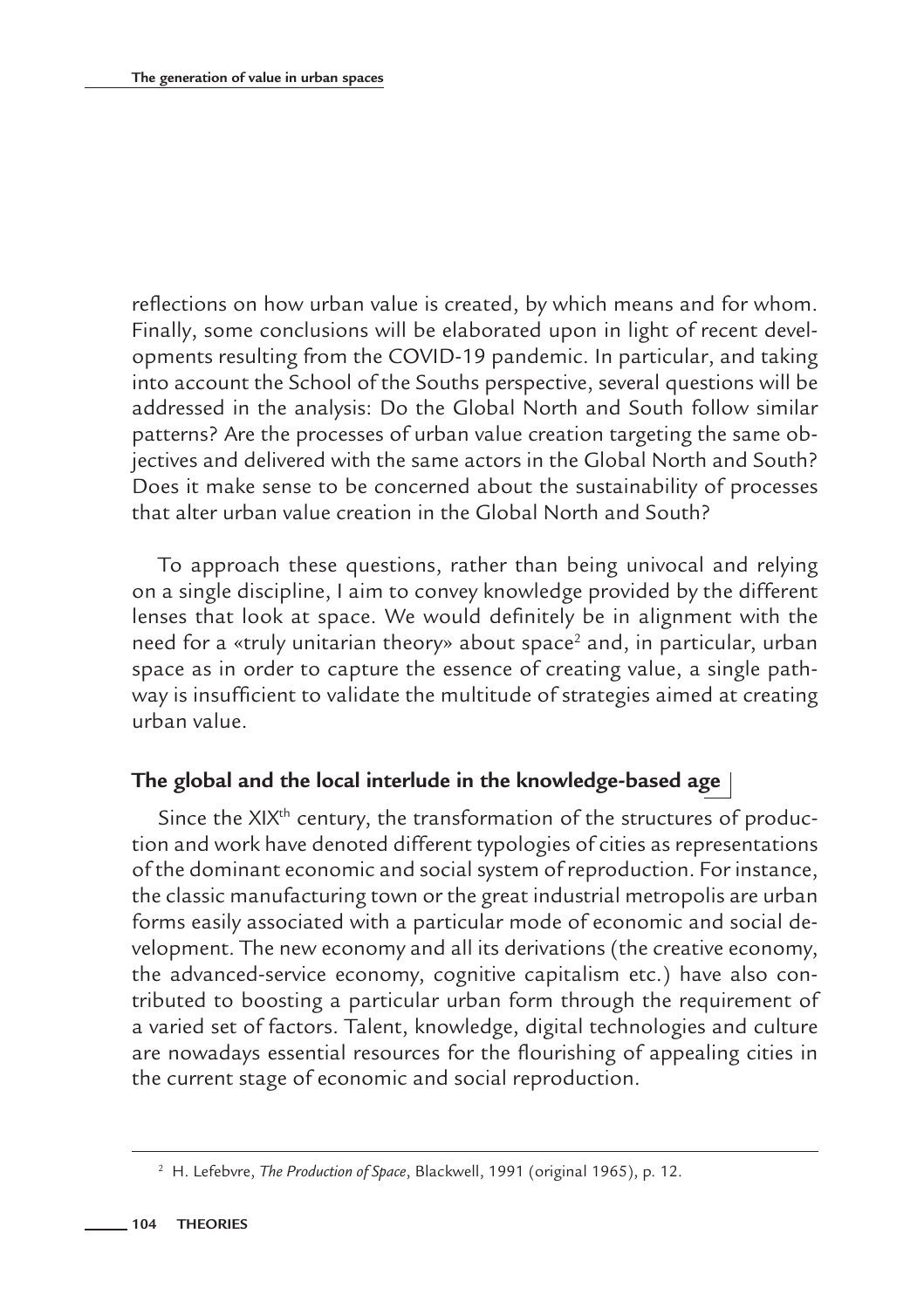reflections on how urban value is created, by which means and for whom. Finally, some conclusions will be elaborated upon in light of recent developments resulting from the COVID-19 pandemic. In particular, and taking into account the School of the Souths perspective, several questions will be addressed in the analysis: Do the Global North and South follow similar patterns? Are the processes of urban value creation targeting the same objectives and delivered with the same actors in the Global North and South? Does it make sense to be concerned about the sustainability of processes that alter urban value creation in the Global North and South?

To approach these questions, rather than being univocal and relying on a single discipline, I aim to convey knowledge provided by the different lenses that look at space. We would definitely be in alignment with the need for a «truly unitarian theory» about space[2] and, in particular, urban space as in order to capture the essence of creating value, a single pathway is insufficient to validate the multitude of strategies aimed at creating urban value.

## The global and the local interlude in the knowledge-based age

Since the XIX$^{th}$ century, the transformation of the structures of production and work have denoted different typologies of cities as representations of the dominant economic and social system of reproduction. For instance, the classic manufacturing town or the great industrial metropolis are urban forms easily associated with a particular mode of economic and social development. The new economy and all its derivations (the creative economy, the advanced-service economy, cognitive capitalism etc.) have also contributed to boosting a particular urban form through the requirement of a varied set of factors. Talent, knowledge, digital technologies and culture are nowadays essential resources for the flourishing of appealing cities in the current stage of economic and social reproduction.

[2] H. Lefebvre, *The Production of Space*, Blackwell, 1991 (original 1965), p. 12.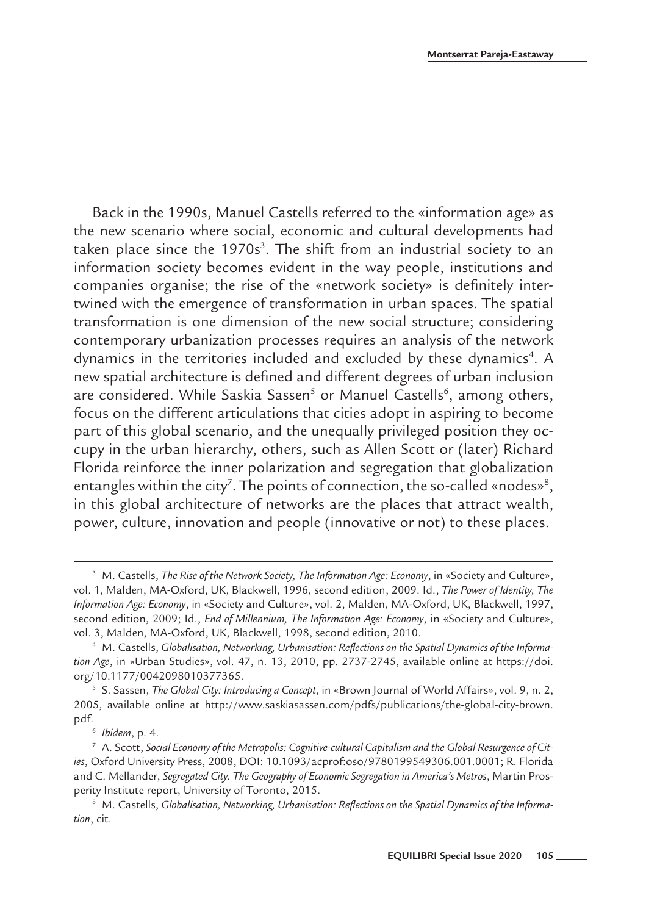Back in the 1990s, Manuel Castells referred to the «information age» as the new scenario where social, economic and cultural developments had taken place since the 1970s[3]. The shift from an industrial society to an information society becomes evident in the way people, institutions and companies organise; the rise of the «network society» is definitely intertwined with the emergence of transformation in urban spaces. The spatial transformation is one dimension of the new social structure; considering contemporary urbanization processes requires an analysis of the network dynamics in the territories included and excluded by these dynamics[4]. A new spatial architecture is defined and different degrees of urban inclusion are considered. While Saskia Sassen[5] or Manuel Castells[6], among others, focus on the different articulations that cities adopt in aspiring to become part of this global scenario, and the unequally privileged position they occupy in the urban hierarchy, others, such as Allen Scott or (later) Richard Florida reinforce the inner polarization and segregation that globalization entangles within the city[7]. The points of connection, the so-called «nodes»[8], in this global architecture of networks are the places that attract wealth, power, culture, innovation and people (innovative or not) to these places.

---

[3] M. Castells, *The Rise of the Network Society, The Information Age: Economy*, in «Society and Culture», vol. 1, Malden, MA-Oxford, UK, Blackwell, 1996, second edition, 2009. Id., *The Power of Identity, The Information Age: Economy*, in «Society and Culture», vol. 2, Malden, MA-Oxford, UK, Blackwell, 1997, second edition, 2009; Id., *End of Millennium, The Information Age: Economy*, in «Society and Culture», vol. 3, Malden, MA-Oxford, UK, Blackwell, 1998, second edition, 2010.

[4] M. Castells, *Globalisation, Networking, Urbanisation: Reflections on the Spatial Dynamics of the Information Age*, in «Urban Studies», vol. 47, n. 13, 2010, pp. 2737-2745, available online at https://doi.org/10.1177/0042098010377365.

[5] S. Sassen, *The Global City: Introducing a Concept*, in «Brown Journal of World Affairs», vol. 9, n. 2, 2005, available online at http://www.saskiasassen.com/pdfs/publications/the-global-city-brown.pdf.

[6] *Ibidem*, p. 4.

[7] A. Scott, *Social Economy of the Metropolis: Cognitive-cultural Capitalism and the Global Resurgence of Cities*, Oxford University Press, 2008, DOI: 10.1093/acprof:oso/9780199549306.001.0001; R. Florida and C. Mellander, *Segregated City. The Geography of Economic Segregation in America's Metros*, Martin Prosperity Institute report, University of Toronto, 2015.

[8] M. Castells, *Globalisation, Networking, Urbanisation: Reflections on the Spatial Dynamics of the Information*, cit.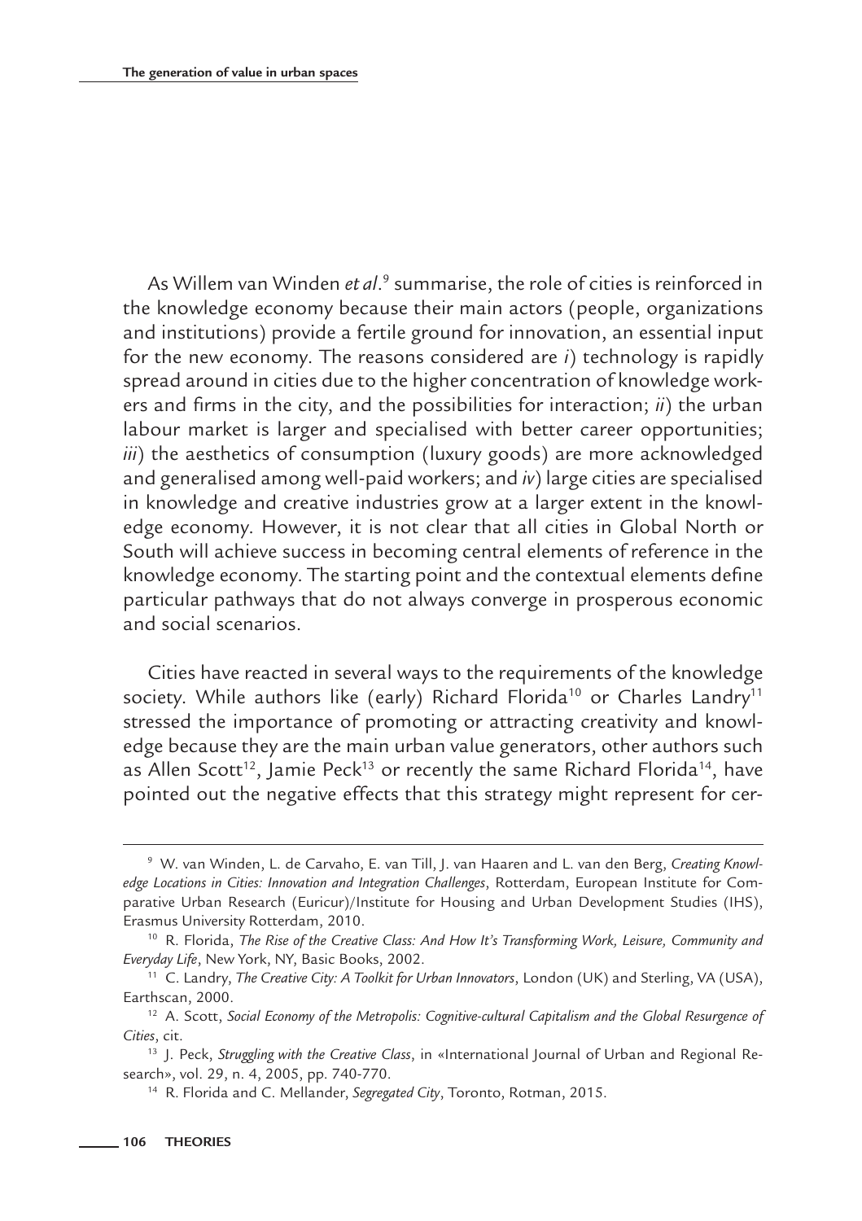As Willem van Winden *et al*.[9] summarise, the role of cities is reinforced in the knowledge economy because their main actors (people, organizations and institutions) provide a fertile ground for innovation, an essential input for the new economy. The reasons considered are *i*) technology is rapidly spread around in cities due to the higher concentration of knowledge workers and firms in the city, and the possibilities for interaction; *ii*) the urban labour market is larger and specialised with better career opportunities; *iii*) the aesthetics of consumption (luxury goods) are more acknowledged and generalised among well-paid workers; and *iv*) large cities are specialised in knowledge and creative industries grow at a larger extent in the knowledge economy. However, it is not clear that all cities in Global North or South will achieve success in becoming central elements of reference in the knowledge economy. The starting point and the contextual elements define particular pathways that do not always converge in prosperous economic and social scenarios.

Cities have reacted in several ways to the requirements of the knowledge society. While authors like (early) Richard Florida[10] or Charles Landry[11] stressed the importance of promoting or attracting creativity and knowledge because they are the main urban value generators, other authors such as Allen Scott[12], Jamie Peck[13] or recently the same Richard Florida[14], have pointed out the negative effects that this strategy might represent for cer-

---

[9] W. van Winden, L. de Carvaho, E. van Till, J. van Haaren and L. van den Berg, *Creating Knowledge Locations in Cities: Innovation and Integration Challenges*, Rotterdam, European Institute for Comparative Urban Research (Euricur)/Institute for Housing and Urban Development Studies (IHS), Erasmus University Rotterdam, 2010.

[10] R. Florida, *The Rise of the Creative Class: And How It's Transforming Work, Leisure, Community and Everyday Life*, New York, NY, Basic Books, 2002.

[11] C. Landry, *The Creative City: A Toolkit for Urban Innovators*, London (UK) and Sterling, VA (USA), Earthscan, 2000.

[12] A. Scott, *Social Economy of the Metropolis: Cognitive-cultural Capitalism and the Global Resurgence of Cities*, cit.

[13] J. Peck, *Struggling with the Creative Class*, in «International Journal of Urban and Regional Research», vol. 29, n. 4, 2005, pp. 740-770.

[14] R. Florida and C. Mellander, *Segregated City*, Toronto, Rotman, 2015.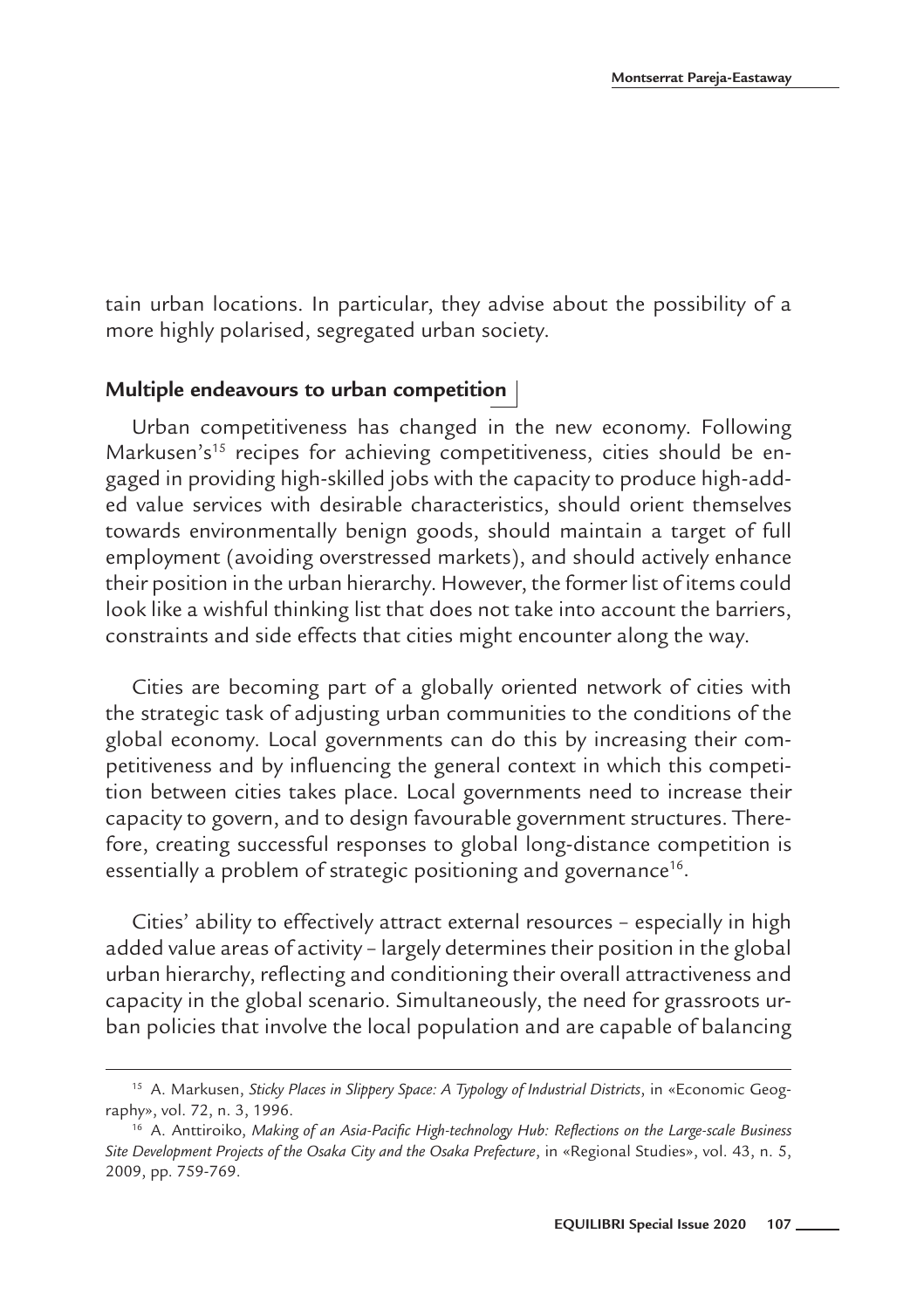tain urban locations. In particular, they advise about the possibility of a more highly polarised, segregated urban society.

## Multiple endeavours to urban competition

Urban competitiveness has changed in the new economy. Following Markusen's[15] recipes for achieving competitiveness, cities should be engaged in providing high-skilled jobs with the capacity to produce high-added value services with desirable characteristics, should orient themselves towards environmentally benign goods, should maintain a target of full employment (avoiding overstressed markets), and should actively enhance their position in the urban hierarchy. However, the former list of items could look like a wishful thinking list that does not take into account the barriers, constraints and side effects that cities might encounter along the way.

Cities are becoming part of a globally oriented network of cities with the strategic task of adjusting urban communities to the conditions of the global economy. Local governments can do this by increasing their competitiveness and by influencing the general context in which this competition between cities takes place. Local governments need to increase their capacity to govern, and to design favourable government structures. Therefore, creating successful responses to global long-distance competition is essentially a problem of strategic positioning and governance[16].

Cities' ability to effectively attract external resources – especially in high added value areas of activity – largely determines their position in the global urban hierarchy, reflecting and conditioning their overall attractiveness and capacity in the global scenario. Simultaneously, the need for grassroots urban policies that involve the local population and are capable of balancing

---

[15] A. Markusen, *Sticky Places in Slippery Space: A Typology of Industrial Districts*, in «Economic Geography», vol. 72, n. 3, 1996.

[16] A. Anttiroiko, *Making of an Asia-Pacific High-technology Hub: Reflections on the Large-scale Business Site Development Projects of the Osaka City and the Osaka Prefecture*, in «Regional Studies», vol. 43, n. 5, 2009, pp. 759-769.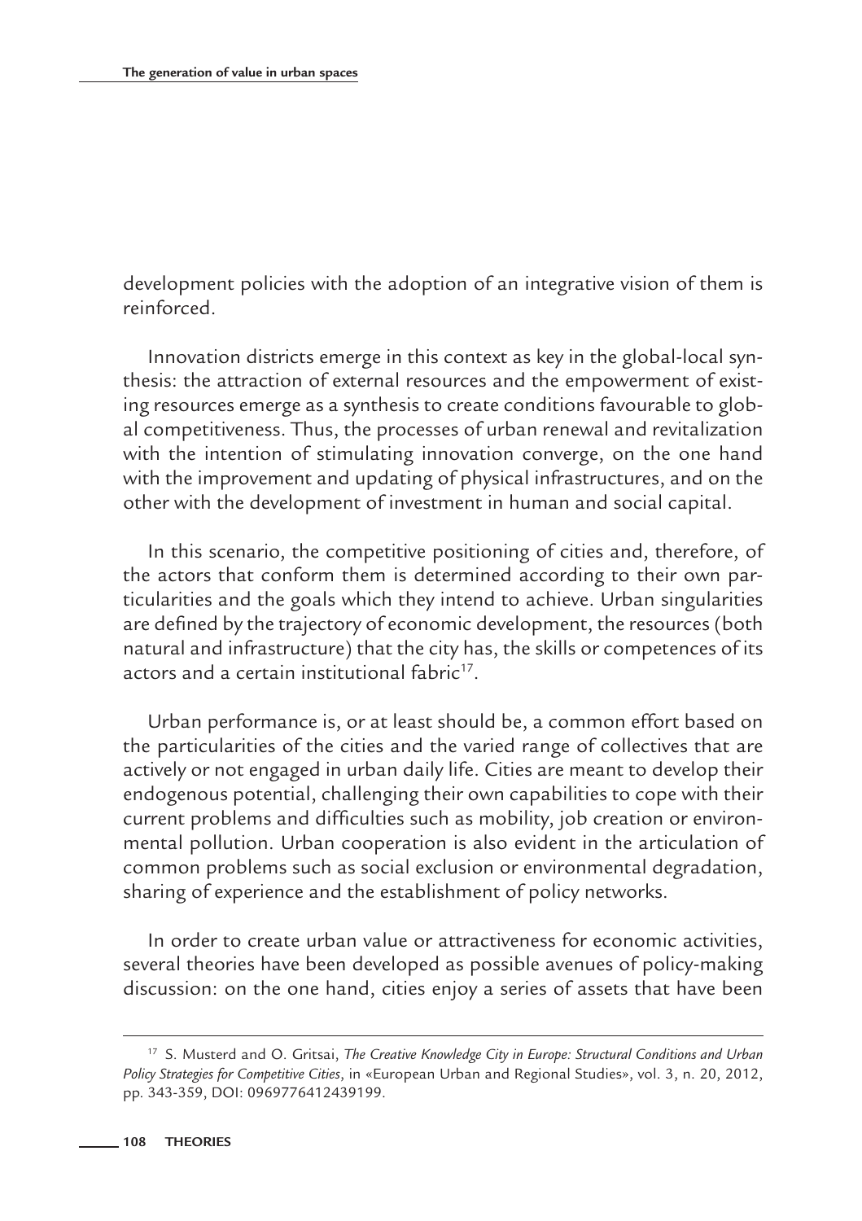development policies with the adoption of an integrative vision of them is reinforced.

Innovation districts emerge in this context as key in the global-local synthesis: the attraction of external resources and the empowerment of existing resources emerge as a synthesis to create conditions favourable to global competitiveness. Thus, the processes of urban renewal and revitalization with the intention of stimulating innovation converge, on the one hand with the improvement and updating of physical infrastructures, and on the other with the development of investment in human and social capital.

In this scenario, the competitive positioning of cities and, therefore, of the actors that conform them is determined according to their own particularities and the goals which they intend to achieve. Urban singularities are defined by the trajectory of economic development, the resources (both natural and infrastructure) that the city has, the skills or competences of its actors and a certain institutional fabric[17].

Urban performance is, or at least should be, a common effort based on the particularities of the cities and the varied range of collectives that are actively or not engaged in urban daily life. Cities are meant to develop their endogenous potential, challenging their own capabilities to cope with their current problems and difficulties such as mobility, job creation or environmental pollution. Urban cooperation is also evident in the articulation of common problems such as social exclusion or environmental degradation, sharing of experience and the establishment of policy networks.

In order to create urban value or attractiveness for economic activities, several theories have been developed as possible avenues of policy-making discussion: on the one hand, cities enjoy a series of assets that have been

---

[17] S. Musterd and O. Gritsai, *The Creative Knowledge City in Europe: Structural Conditions and Urban Policy Strategies for Competitive Cities*, in «European Urban and Regional Studies», vol. 3, n. 20, 2012, pp. 343-359, DOI: 0969776412439199.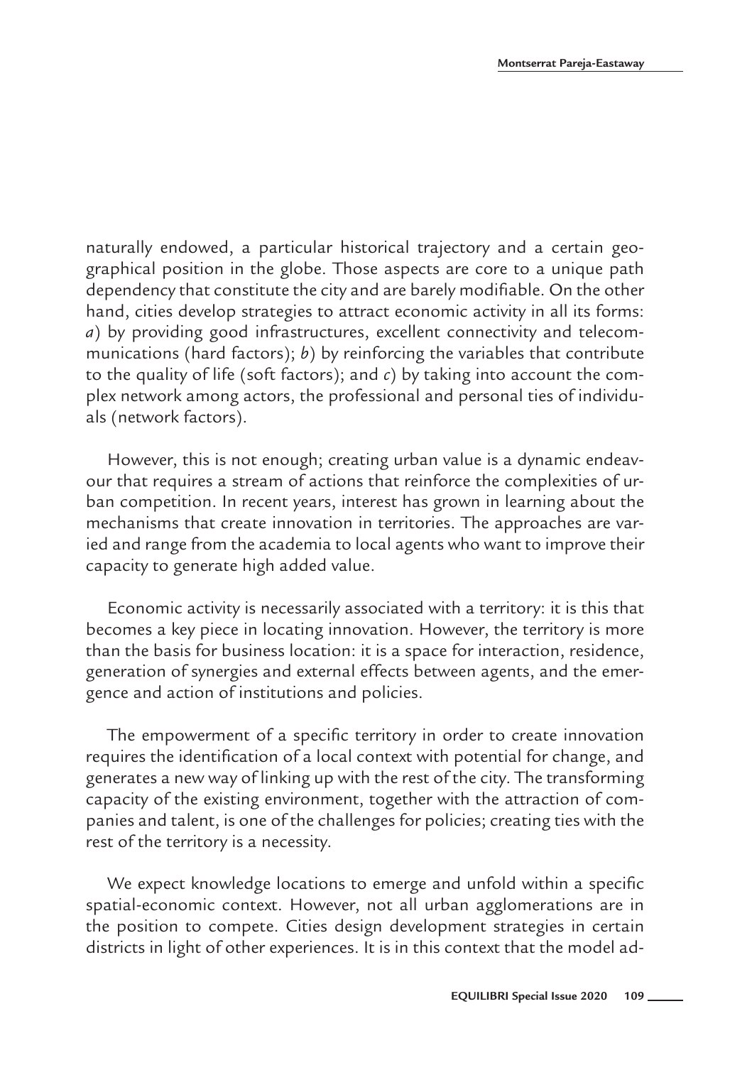naturally endowed, a particular historical trajectory and a certain geographical position in the globe. Those aspects are core to a unique path dependency that constitute the city and are barely modifiable. On the other hand, cities develop strategies to attract economic activity in all its forms: *a*) by providing good infrastructures, excellent connectivity and telecommunications (hard factors); *b*) by reinforcing the variables that contribute to the quality of life (soft factors); and *c*) by taking into account the complex network among actors, the professional and personal ties of individuals (network factors).

However, this is not enough; creating urban value is a dynamic endeavour that requires a stream of actions that reinforce the complexities of urban competition. In recent years, interest has grown in learning about the mechanisms that create innovation in territories. The approaches are varied and range from the academia to local agents who want to improve their capacity to generate high added value.

Economic activity is necessarily associated with a territory: it is this that becomes a key piece in locating innovation. However, the territory is more than the basis for business location: it is a space for interaction, residence, generation of synergies and external effects between agents, and the emergence and action of institutions and policies.

The empowerment of a specific territory in order to create innovation requires the identification of a local context with potential for change, and generates a new way of linking up with the rest of the city. The transforming capacity of the existing environment, together with the attraction of companies and talent, is one of the challenges for policies; creating ties with the rest of the territory is a necessity.

We expect knowledge locations to emerge and unfold within a specific spatial-economic context. However, not all urban agglomerations are in the position to compete. Cities design development strategies in certain districts in light of other experiences. It is in this context that the model ad-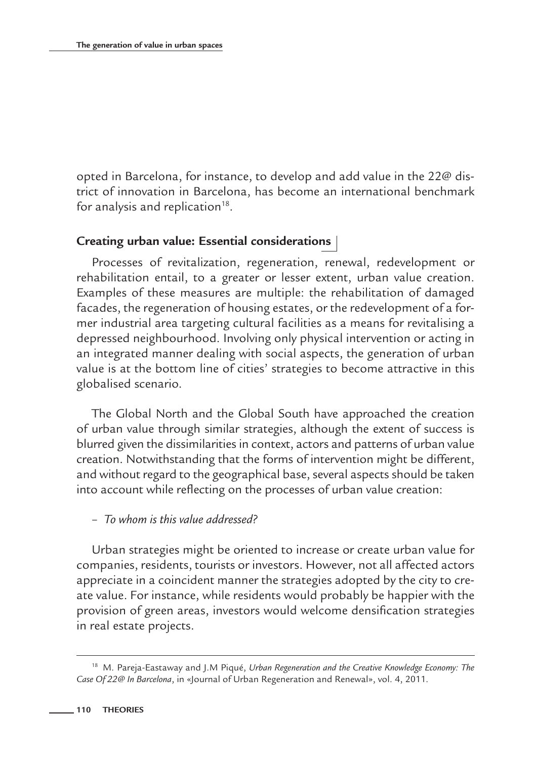opted in Barcelona, for instance, to develop and add value in the 22@ district of innovation in Barcelona, has become an international benchmark for analysis and replication[18].

## Creating urban value: Essential considerations

Processes of revitalization, regeneration, renewal, redevelopment or rehabilitation entail, to a greater or lesser extent, urban value creation. Examples of these measures are multiple: the rehabilitation of damaged facades, the regeneration of housing estates, or the redevelopment of a former industrial area targeting cultural facilities as a means for revitalising a depressed neighbourhood. Involving only physical intervention or acting in an integrated manner dealing with social aspects, the generation of urban value is at the bottom line of cities' strategies to become attractive in this globalised scenario.

The Global North and the Global South have approached the creation of urban value through similar strategies, although the extent of success is blurred given the dissimilarities in context, actors and patterns of urban value creation. Notwithstanding that the forms of intervention might be different, and without regard to the geographical base, several aspects should be taken into account while reflecting on the processes of urban value creation:

– *To whom is this value addressed?*

Urban strategies might be oriented to increase or create urban value for companies, residents, tourists or investors. However, not all affected actors appreciate in a coincident manner the strategies adopted by the city to create value. For instance, while residents would probably be happier with the provision of green areas, investors would welcome densification strategies in real estate projects.

---

[18] M. Pareja-Eastaway and J.M Piqué, *Urban Regeneration and the Creative Knowledge Economy: The Case Of 22@ In Barcelona*, in «Journal of Urban Regeneration and Renewal», vol. 4, 2011.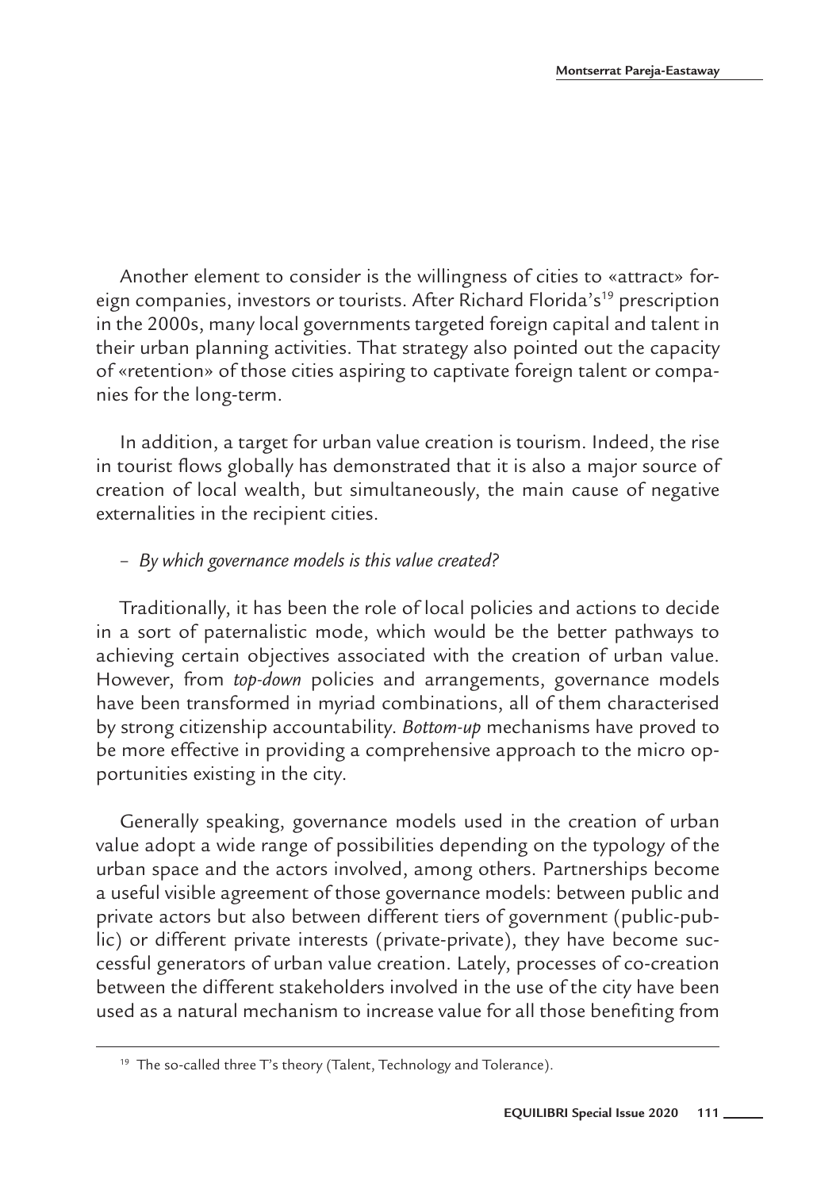Another element to consider is the willingness of cities to «attract» foreign companies, investors or tourists. After Richard Florida's[19] prescription in the 2000s, many local governments targeted foreign capital and talent in their urban planning activities. That strategy also pointed out the capacity of «retention» of those cities aspiring to captivate foreign talent or companies for the long-term.

In addition, a target for urban value creation is tourism. Indeed, the rise in tourist flows globally has demonstrated that it is also a major source of creation of local wealth, but simultaneously, the main cause of negative externalities in the recipient cities.

– *By which governance models is this value created?*

Traditionally, it has been the role of local policies and actions to decide in a sort of paternalistic mode, which would be the better pathways to achieving certain objectives associated with the creation of urban value. However, from *top-down* policies and arrangements, governance models have been transformed in myriad combinations, all of them characterised by strong citizenship accountability. *Bottom-up* mechanisms have proved to be more effective in providing a comprehensive approach to the micro opportunities existing in the city.

Generally speaking, governance models used in the creation of urban value adopt a wide range of possibilities depending on the typology of the urban space and the actors involved, among others. Partnerships become a useful visible agreement of those governance models: between public and private actors but also between different tiers of government (public-public) or different private interests (private-private), they have become successful generators of urban value creation. Lately, processes of co-creation between the different stakeholders involved in the use of the city have been used as a natural mechanism to increase value for all those benefiting from

[19] The so-called three T's theory (Talent, Technology and Tolerance).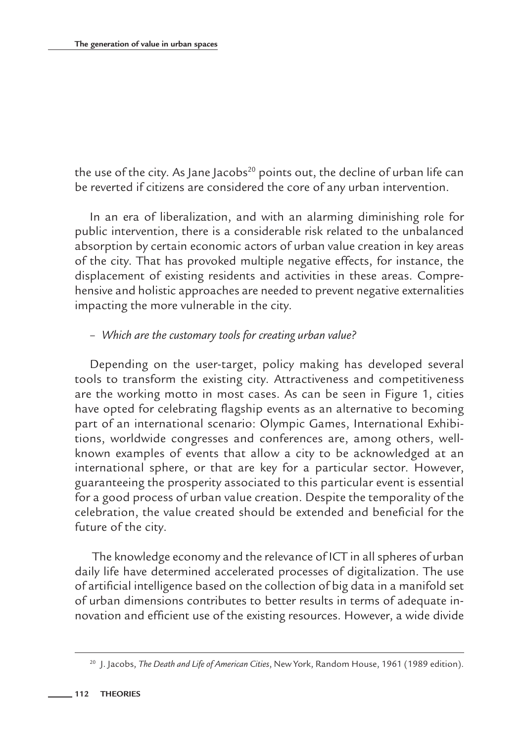the use of the city. As Jane Jacobs[20] points out, the decline of urban life can be reverted if citizens are considered the core of any urban intervention.

In an era of liberalization, and with an alarming diminishing role for public intervention, there is a considerable risk related to the unbalanced absorption by certain economic actors of urban value creation in key areas of the city. That has provoked multiple negative effects, for instance, the displacement of existing residents and activities in these areas. Comprehensive and holistic approaches are needed to prevent negative externalities impacting the more vulnerable in the city.

– *Which are the customary tools for creating urban value?*

Depending on the user-target, policy making has developed several tools to transform the existing city. Attractiveness and competitiveness are the working motto in most cases. As can be seen in Figure 1, cities have opted for celebrating flagship events as an alternative to becoming part of an international scenario: Olympic Games, International Exhibitions, worldwide congresses and conferences are, among others, well-known examples of events that allow a city to be acknowledged at an international sphere, or that are key for a particular sector. However, guaranteeing the prosperity associated to this particular event is essential for a good process of urban value creation. Despite the temporality of the celebration, the value created should be extended and beneficial for the future of the city.

The knowledge economy and the relevance of ICT in all spheres of urban daily life have determined accelerated processes of digitalization. The use of artificial intelligence based on the collection of big data in a manifold set of urban dimensions contributes to better results in terms of adequate innovation and efficient use of the existing resources. However, a wide divide

---

[20] J. Jacobs, *The Death and Life of American Cities*, New York, Random House, 1961 (1989 edition).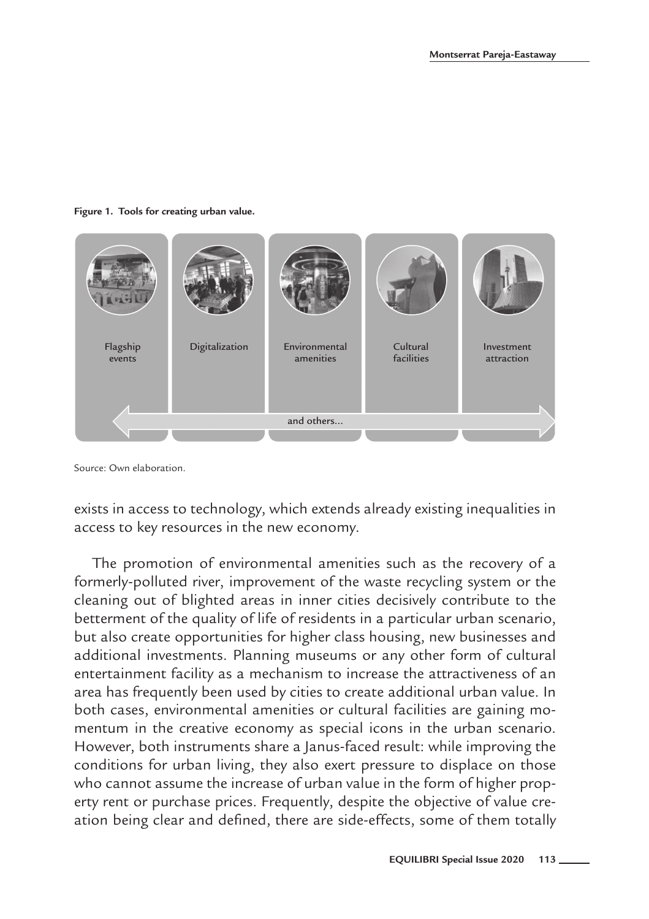**Figure 1. Tools for creating urban value.**

Flagship events | Digitalization | Environmental amenities | Cultural facilities | Investment attraction

and others...

Source: Own elaboration.

exists in access to technology, which extends already existing inequalities in access to key resources in the new economy.

The promotion of environmental amenities such as the recovery of a formerly-polluted river, improvement of the waste recycling system or the cleaning out of blighted areas in inner cities decisively contribute to the betterment of the quality of life of residents in a particular urban scenario, but also create opportunities for higher class housing, new businesses and additional investments. Planning museums or any other form of cultural entertainment facility as a mechanism to increase the attractiveness of an area has frequently been used by cities to create additional urban value. In both cases, environmental amenities or cultural facilities are gaining momentum in the creative economy as special icons in the urban scenario. However, both instruments share a Janus-faced result: while improving the conditions for urban living, they also exert pressure to displace on those who cannot assume the increase of urban value in the form of higher property rent or purchase prices. Frequently, despite the objective of value creation being clear and defined, there are side-effects, some of them totally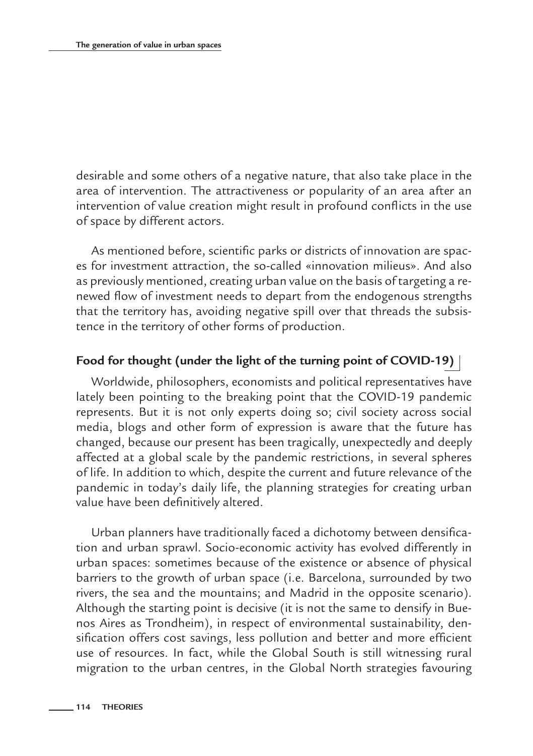desirable and some others of a negative nature, that also take place in the area of intervention. The attractiveness or popularity of an area after an intervention of value creation might result in profound conflicts in the use of space by different actors.

As mentioned before, scientific parks or districts of innovation are spaces for investment attraction, the so-called «innovation milieus». And also as previously mentioned, creating urban value on the basis of targeting a renewed flow of investment needs to depart from the endogenous strengths that the territory has, avoiding negative spill over that threads the subsistence in the territory of other forms of production.

## Food for thought (under the light of the turning point of COVID-19)

Worldwide, philosophers, economists and political representatives have lately been pointing to the breaking point that the COVID-19 pandemic represents. But it is not only experts doing so; civil society across social media, blogs and other form of expression is aware that the future has changed, because our present has been tragically, unexpectedly and deeply affected at a global scale by the pandemic restrictions, in several spheres of life. In addition to which, despite the current and future relevance of the pandemic in today's daily life, the planning strategies for creating urban value have been definitively altered.

Urban planners have traditionally faced a dichotomy between densification and urban sprawl. Socio-economic activity has evolved differently in urban spaces: sometimes because of the existence or absence of physical barriers to the growth of urban space (i.e. Barcelona, surrounded by two rivers, the sea and the mountains; and Madrid in the opposite scenario). Although the starting point is decisive (it is not the same to densify in Buenos Aires as Trondheim), in respect of environmental sustainability, densification offers cost savings, less pollution and better and more efficient use of resources. In fact, while the Global South is still witnessing rural migration to the urban centres, in the Global North strategies favouring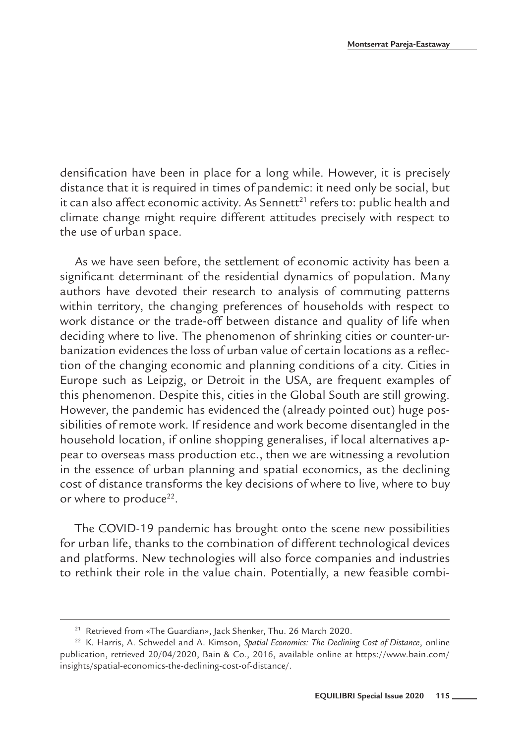densification have been in place for a long while. However, it is precisely distance that it is required in times of pandemic: it need only be social, but it can also affect economic activity. As Sennett[21] refers to: public health and climate change might require different attitudes precisely with respect to the use of urban space.

As we have seen before, the settlement of economic activity has been a significant determinant of the residential dynamics of population. Many authors have devoted their research to analysis of commuting patterns within territory, the changing preferences of households with respect to work distance or the trade-off between distance and quality of life when deciding where to live. The phenomenon of shrinking cities or counter-urbanization evidences the loss of urban value of certain locations as a reflection of the changing economic and planning conditions of a city. Cities in Europe such as Leipzig, or Detroit in the USA, are frequent examples of this phenomenon. Despite this, cities in the Global South are still growing. However, the pandemic has evidenced the (already pointed out) huge possibilities of remote work. If residence and work become disentangled in the household location, if online shopping generalises, if local alternatives appear to overseas mass production etc., then we are witnessing a revolution in the essence of urban planning and spatial economics, as the declining cost of distance transforms the key decisions of where to live, where to buy or where to produce[22].

The COVID-19 pandemic has brought onto the scene new possibilities for urban life, thanks to the combination of different technological devices and platforms. New technologies will also force companies and industries to rethink their role in the value chain. Potentially, a new feasible combi-

---

[21] Retrieved from «The Guardian», Jack Shenker, Thu. 26 March 2020.

[22] K. Harris, A. Schwedel and A. Kimson, *Spatial Economics: The Declining Cost of Distance*, online publication, retrieved 20/04/2020, Bain & Co., 2016, available online at https://www.bain.com/insights/spatial-economics-the-declining-cost-of-distance/.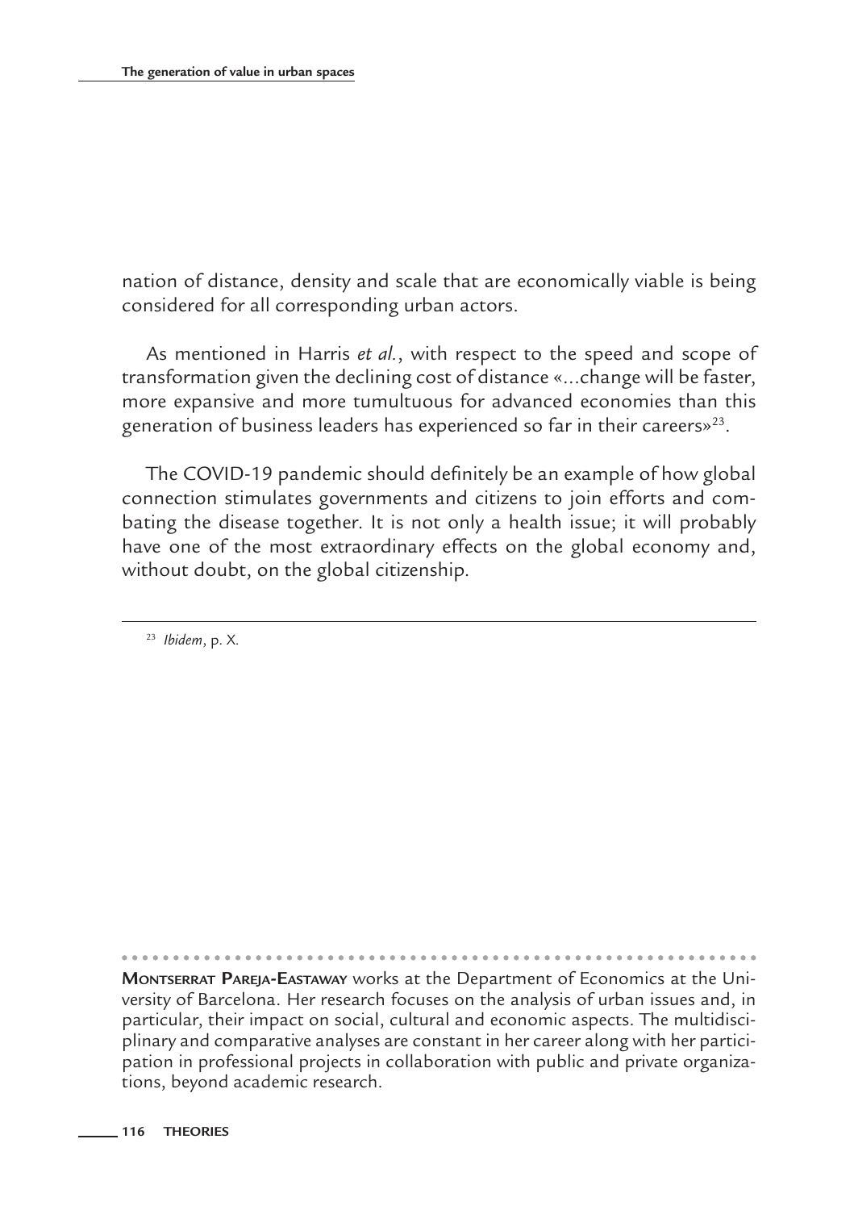nation of distance, density and scale that are economically viable is being considered for all corresponding urban actors.

As mentioned in Harris *et al.*, with respect to the speed and scope of transformation given the declining cost of distance «...change will be faster, more expansive and more tumultuous for advanced economies than this generation of business leaders has experienced so far in their careers»[23].

The COVID-19 pandemic should definitely be an example of how global connection stimulates governments and citizens to join efforts and combating the disease together. It is not only a health issue; it will probably have one of the most extraordinary effects on the global economy and, without doubt, on the global citizenship.

---

[23] *Ibidem*, p. X.

---

**Montserrat Pareja-Eastaway** works at the Department of Economics at the University of Barcelona. Her research focuses on the analysis of urban issues and, in particular, their impact on social, cultural and economic aspects. The multidisciplinary and comparative analyses are constant in her career along with her participation in professional projects in collaboration with public and private organizations, beyond academic research.